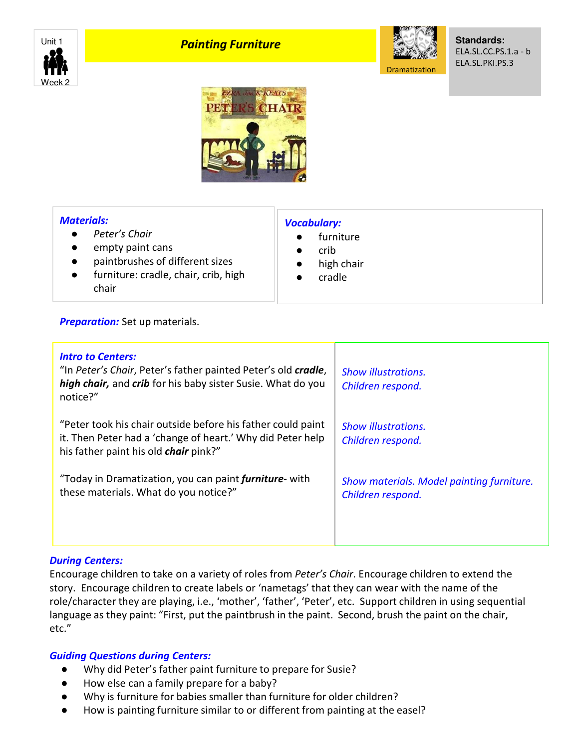Unit 1

Week 2

# *Painting Furniture*

Dramatization

**Standards:**
ELA.SL.CC.PS.1.a - b
ELA.SL.PKI.PS.3

***Materials:***

- *Peter's Chair*
- empty paint cans
- paintbrushes of different sizes
- furniture: cradle, chair, crib, high chair

***Vocabulary:***

- furniture
- crib
- high chair
- cradle

***Preparation:*** Set up materials.

| ***Intro to Centers:*** | |
|---|---|
| "In *Peter's Chair*, Peter's father painted Peter's old ***cradle***, ***high chair,*** and ***crib*** for his baby sister Susie. What do you notice?" | *Show illustrations. Children respond.* |
| "Peter took his chair outside before his father could paint it. Then Peter had a 'change of heart.' Why did Peter help his father paint his old ***chair*** pink?" | *Show illustrations. Children respond.* |
| "Today in Dramatization, you can paint ***furniture***- with these materials. What do you notice?" | *Show materials. Model painting furniture. Children respond.* |

***During Centers:***
Encourage children to take on a variety of roles from *Peter's Chair*. Encourage children to extend the story. Encourage children to create labels or 'nametags' that they can wear with the name of the role/character they are playing, i.e., 'mother', 'father', 'Peter', etc. Support children in using sequential language as they paint: "First, put the paintbrush in the paint. Second, brush the paint on the chair, etc."

***Guiding Questions during Centers:***

- Why did Peter's father paint furniture to prepare for Susie?
- How else can a family prepare for a baby?
- Why is furniture for babies smaller than furniture for older children?
- How is painting furniture similar to or different from painting at the easel?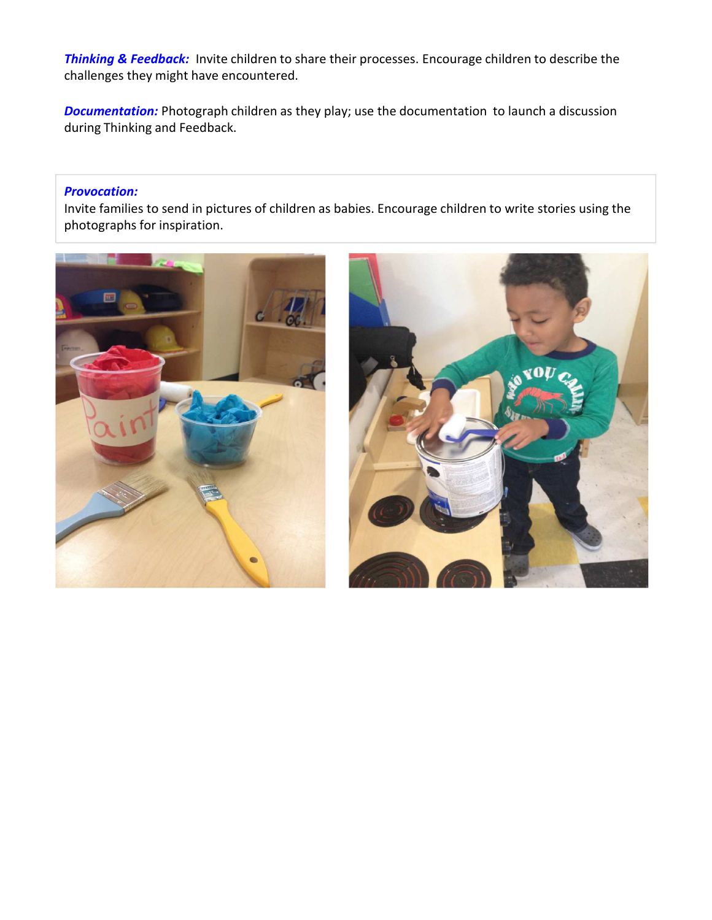***Thinking & Feedback:*** Invite children to share their processes. Encourage children to describe the challenges they might have encountered.

***Documentation:*** Photograph children as they play; use the documentation to launch a discussion during Thinking and Feedback.

***Provocation:***
Invite families to send in pictures of children as babies. Encourage children to write stories using the photographs for inspiration.